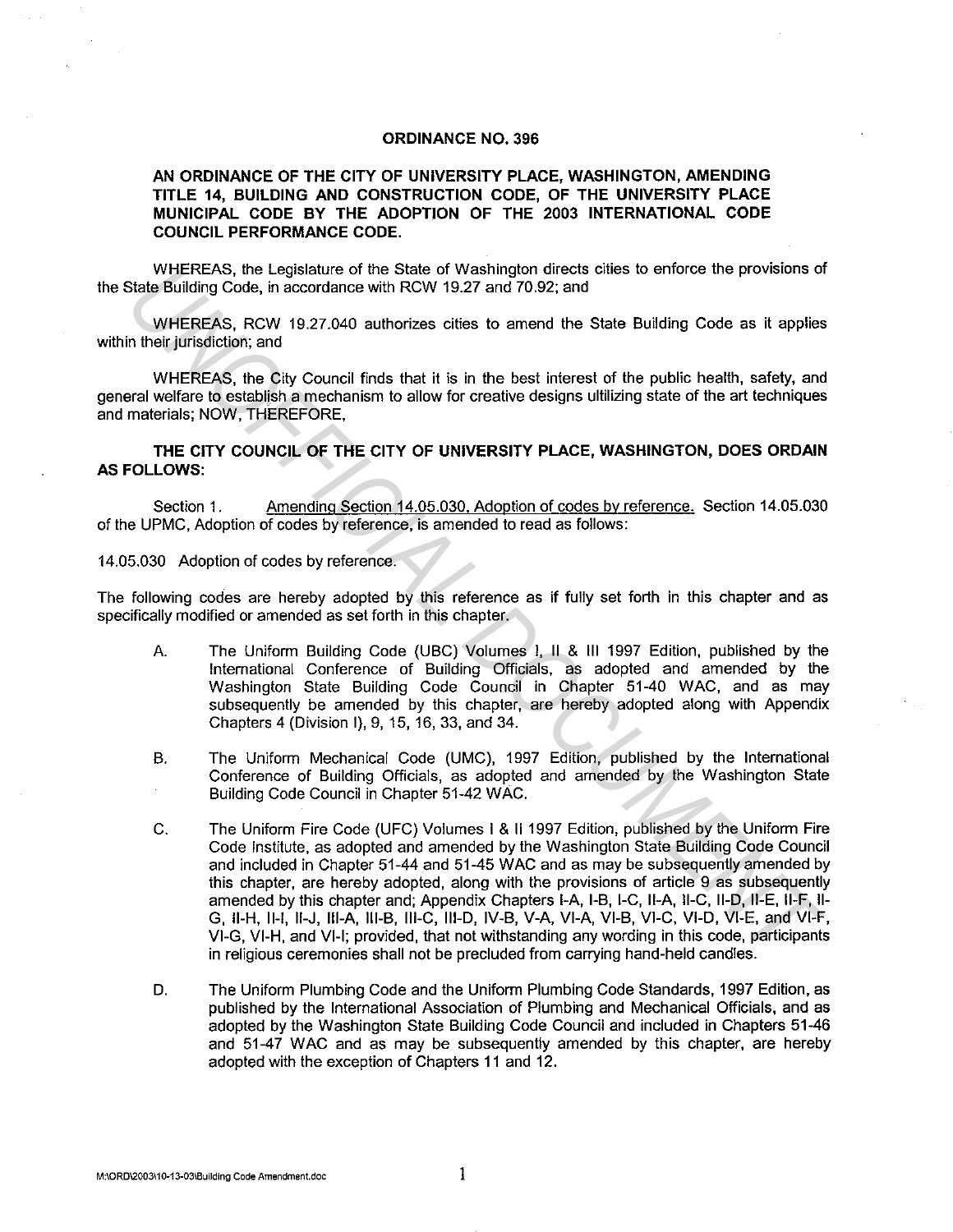**ORDINANCE NO. 396**

**AN ORDINANCE OF THE CITY OF UNIVERSITY PLACE, WASHINGTON, AMENDING TITLE 14, BUILDING AND CONSTRUCTION CODE, OF THE UNIVERSITY PLACE MUNICIPAL CODE BY THE ADOPTION OF THE 2003 INTERNATIONAL CODE COUNCIL PERFORMANCE CODE.**

WHEREAS, the Legislature of the State of Washington directs cities to enforce the provisions of the State Building Code, in accordance with RCW 19.27 and 70.92; and

WHEREAS, RCW 19.27.040 authorizes cities to amend the State Building Code as it applies within their jurisdiction; and

WHEREAS, the City Council finds that it is in the best interest of the public health, safety, and general welfare to establish a mechanism to allow for creative designs ultilizing state of the art techniques and materials; NOW, THEREFORE,

**THE CITY COUNCIL OF THE CITY OF UNIVERSITY PLACE, WASHINGTON, DOES ORDAIN AS FOLLOWS:**

Section 1. Amending Section 14.05.030, Adoption of codes by reference. Section 14.05.030 of the UPMC, Adoption of codes by reference, is amended to read as follows:

14.05.030 Adoption of codes by reference.

The following codes are hereby adopted by this reference as if fully set forth in this chapter and as specifically modified or amended as set forth in this chapter.

A. The Uniform Building Code (UBC) Volumes I, II & III 1997 Edition, published by the International Conference of Building Officials, as adopted and amended by the Washington State Building Code Council in Chapter 51-40 WAC, and as may subsequently be amended by this chapter, are hereby adopted along with Appendix Chapters 4 (Division I), 9, 15, 16, 33, and 34.

B. The Uniform Mechanical Code (UMC), 1997 Edition, published by the International Conference of Building Officials, as adopted and amended by the Washington State Building Code Council in Chapter 51-42 WAC.

C. The Uniform Fire Code (UFC) Volumes I & II 1997 Edition, published by the Uniform Fire Code Institute, as adopted and amended by the Washington State Building Code Council and included in Chapter 51-44 and 51-45 WAC and as may be subsequently amended by this chapter, are hereby adopted, along with the provisions of article 9 as subsequently amended by this chapter and; Appendix Chapters I-A, I-B, I-C, II-A, II-C, II-D, II-E, II-F, II-G, II-H, II-I, II-J, III-A, III-B, III-C, III-D, IV-B, V-A, VI-A, VI-B, VI-C, VI-D, VI-E, and VI-F, VI-G, VI-H, and VI-I; provided, that not withstanding any wording in this code, participants in religious ceremonies shall not be precluded from carrying hand-held candles.

D. The Uniform Plumbing Code and the Uniform Plumbing Code Standards, 1997 Edition, as published by the International Association of Plumbing and Mechanical Officials, and as adopted by the Washington State Building Code Council and included in Chapters 51-46 and 51-47 WAC and as may be subsequently amended by this chapter, are hereby adopted with the exception of Chapters 11 and 12.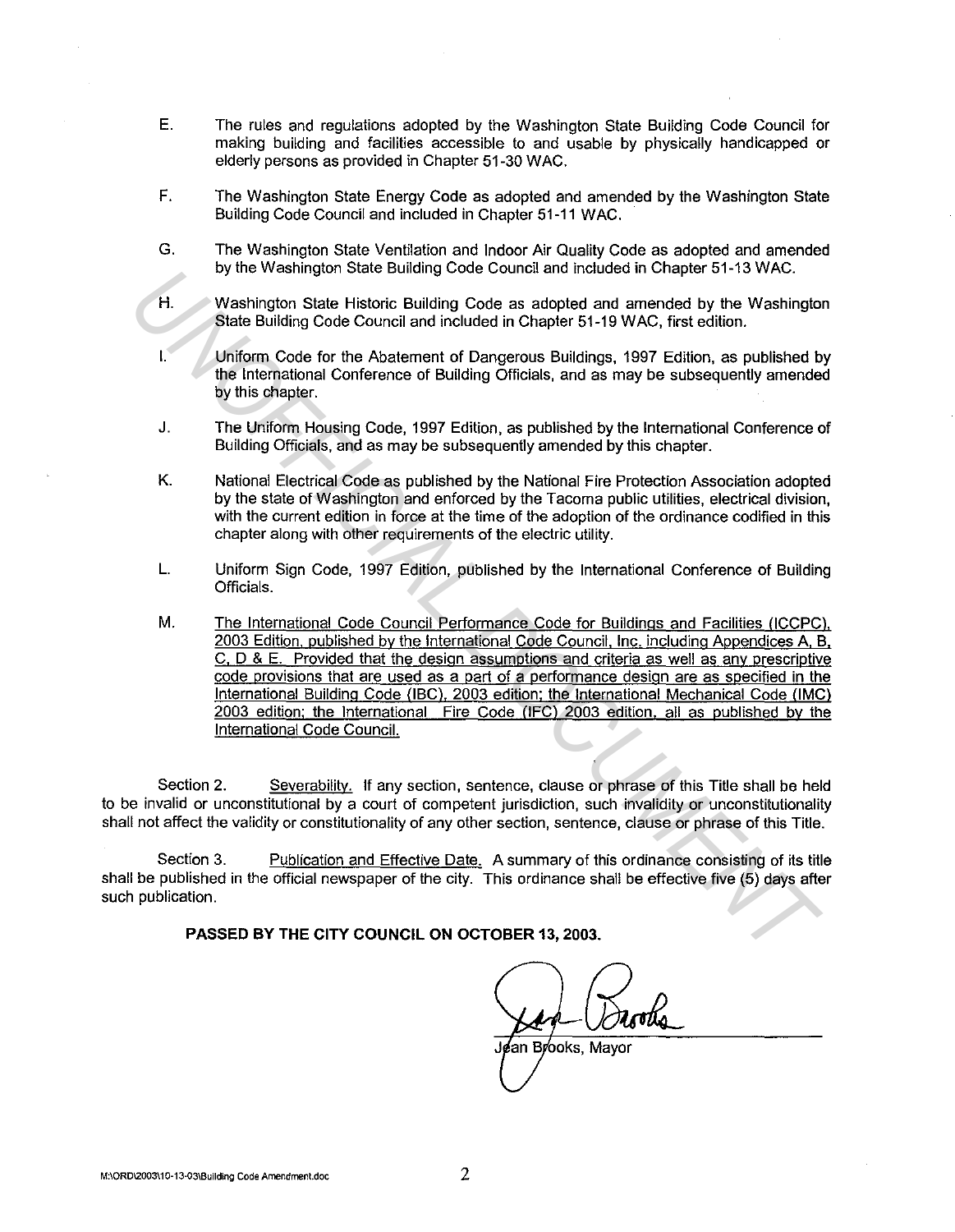E. The rules and regulations adopted by the Washington State Building Code Council for making building and facilities accessible to and usable by physically handicapped or elderly persons as provided in Chapter 51-30 WAC.

F. The Washington State Energy Code as adopted and amended by the Washington State Building Code Council and included in Chapter 51-11 WAC.

G. The Washington State Ventilation and Indoor Air Quality Code as adopted and amended by the Washington State Building Code Council and included in Chapter 51-13 WAC.

H. Washington State Historic Building Code as adopted and amended by the Washington State Building Code Council and included in Chapter 51-19 WAC, first edition.

I. Uniform Code for the Abatement of Dangerous Buildings, 1997 Edition, as published by the International Conference of Building Officials, and as may be subsequently amended by this chapter.

J. The Uniform Housing Code, 1997 Edition, as published by the International Conference of Building Officials, and as may be subsequently amended by this chapter.

K. National Electrical Code as published by the National Fire Protection Association adopted by the state of Washington and enforced by the Tacoma public utilities, electrical division, with the current edition in force at the time of the adoption of the ordinance codified in this chapter along with other requirements of the electric utility.

L. Uniform Sign Code, 1997 Edition, published by the International Conference of Building Officials.

M. <u>The International Code Council Performance Code for Buildings and Facilities (ICCPC), 2003 Edition, published by the International Code Council, Inc. including Appendices A, B, C, D & E. Provided that the design assumptions and criteria as well as any prescriptive code provisions that are used as a part of a performance design are as specified in the International Building Code (IBC), 2003 edition; the International Mechanical Code (IMC) 2003 edition; the International Fire Code (IFC) 2003 edition, all as published by the International Code Council.</u>

Section 2. <u>Severability.</u> If any section, sentence, clause or phrase of this Title shall be held to be invalid or unconstitutional by a court of competent jurisdiction, such invalidity or unconstitutionality shall not affect the validity or constitutionality of any other section, sentence, clause or phrase of this Title.

Section 3. <u>Publication and Effective Date.</u> A summary of this ordinance consisting of its title shall be published in the official newspaper of the city. This ordinance shall be effective five (5) days after such publication.

**PASSED BY THE CITY COUNCIL ON OCTOBER 13, 2003.**

Jean Brooks, Mayor

M:\ORD\2003\10-13-03\Building Code Amendment.doc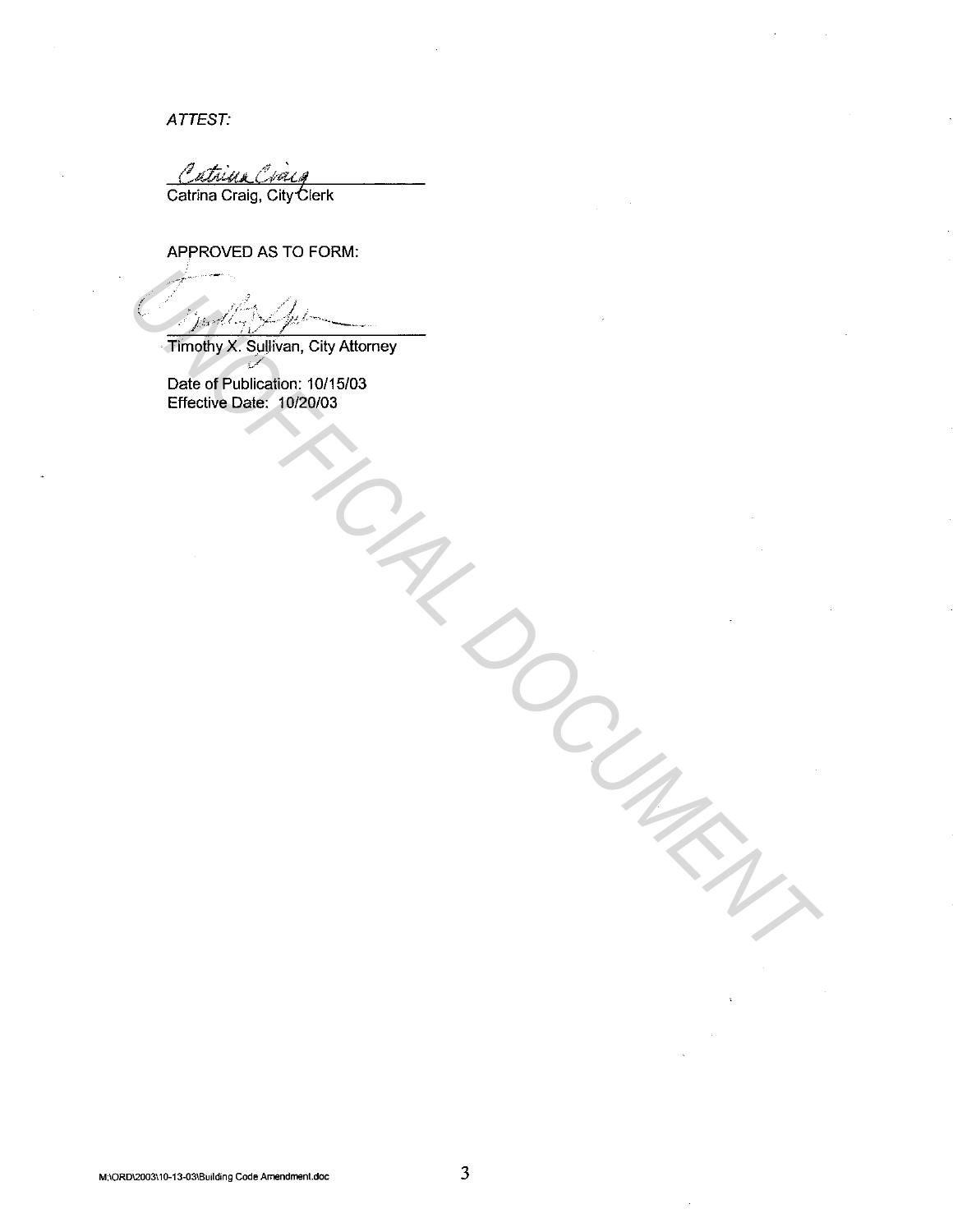*ATTEST:*

Catrina Craig, City Clerk

APPROVED AS TO FORM:

Timothy X. Sullivan, City Attorney

Date of Publication: 10/15/03
Effective Date: 10/20/03

M:\ORD\2003\10-13-03\Building Code Amendment.doc